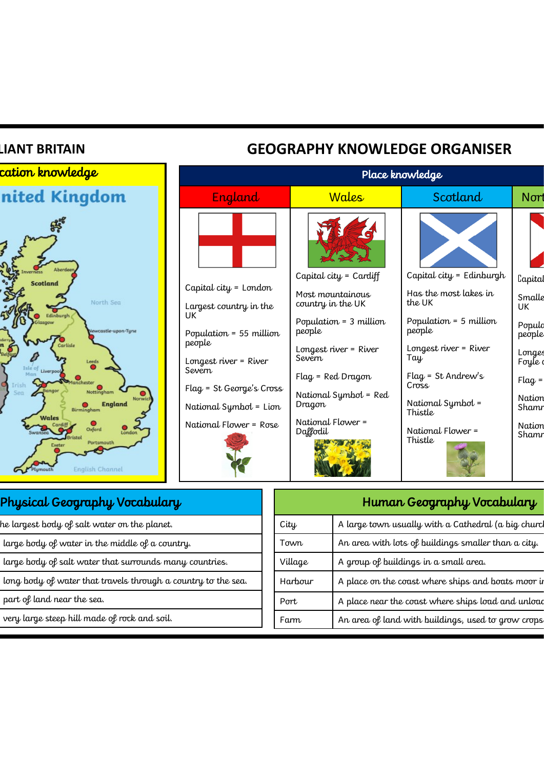LIANT BRITAIN

# GEOGRAPHY KNOWLEDGE ORGANISER

## cation knowledge

nited Kingdom

Inverness, Aberdeen, Scotland, North Sea, Edinburgh, Glasgow, Newcastle-upon-Tyne, Carlisle, Belfast, Isle of Man, Leeds, Liverpool, Irish Sea, Manchester, Bangor, Nottingham, Norwich, England, Birmingham, Wales, Cardiff, Oxford, London, Swansea, Bristol, Portsmouth, Exeter, Plymouth, English Channel

## Place knowledge

| England | Wales | Scotland | Nort |
|---|---|---|---|
| Capital city = London | Capital city = Cardiff | Capital city = Edinburgh | Capital |
| Largest country in the UK | Most mountainous country in the UK | Has the most lakes in the UK | Smalle UK |
| Population = 55 million people | Population = 3 million people | Population = 5 million people | Popula people |
| Longest river = River Severn | Longest river = River Severn | Longest river = River Tay | Longes Foyle |
| Flag = St George's Cross | Flag = Red Dragon | Flag = St Andrew's Cross | Flag = |
| National Symbol = Lion | National Symbol = Red Dragon | National Symbol = Thistle | Nation Shamr |
| National Flower = Rose | National Flower = Daffodil | National Flower = Thistle | Nation Shamr |

## Physical Geography Vocabulary

| |
|---|
| he largest body of salt water on the planet. |
| large body of water in the middle of a country. |
| large body of salt water that surrounds many countries. |
| long body of water that travels through a country to the sea. |
| part of land near the sea. |
| very large steep hill made of rock and soil. |

## Human Geography Vocabulary

| | |
|---|---|
| City | A large town usually with a Cathedral (a big churc |
| Town | An area with lots of buildings smaller than a city. |
| Village | A group of buildings in a small area. |
| Harbour | A place on the coast where ships and boats moor i |
| Port | A place near the coast where ships load and unloa |
| Farm | An area of land with buildings, used to grow crops |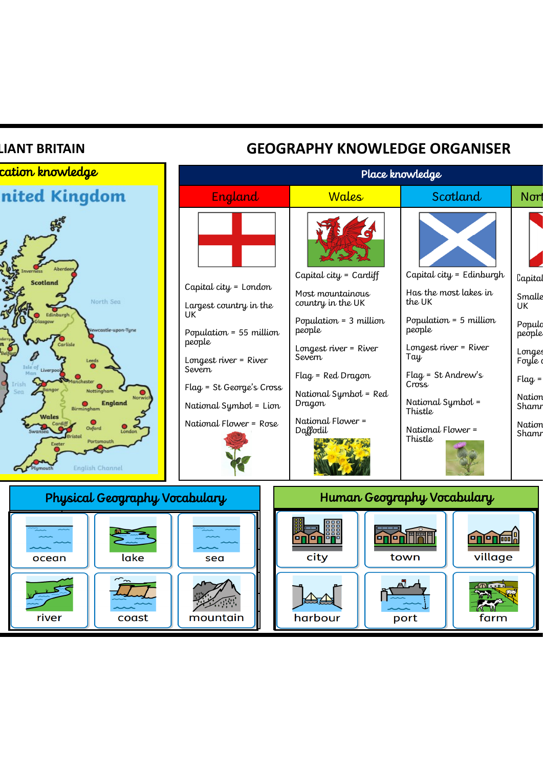LIANT BRITAIN

# GEOGRAPHY KNOWLEDGE ORGANISER

## cation knowledge

nited Kingdom

Inverness
Aberdeen
Scotland
North Sea
Edinburgh
Glasgow
Newcastle-upon-Tyne
Carlisle
Belfast
Isle of Man
Leeds
Liverpool
Irish Sea
Manchester
Bangor
Nottingham
Norwich
England
Birmingham
Wales
Cardiff
Swansea
Oxford
London
Bristol
Portsmouth
Exeter
Plymouth
English Channel

## Place knowledge

| England | Wales | Scotland | Nort |
|---|---|---|---|
| Capital city = London | Capital city = Cardiff | Capital city = Edinburgh | Capital |
| Largest country in the UK | Most mountainous country in the UK | Has the most lakes in the UK | Smalle UK |
| Population = 55 million people | Population = 3 million people | Population = 5 million people | Popula people |
| Longest river = River Severn | Longest river = River Severn | Longest river = River Tay | Longes Foyle |
| Flag = St George's Cross | Flag = Red Dragon | Flag = St Andrew's Cross | Flag = |
| National Symbol = Lion | National Symbol = Red Dragon | National Symbol = Thistle | Nation Shamr |
| National Flower = Rose | National Flower = Daffodil | National Flower = Thistle | Nation Shamr |

## Physical Geography Vocabulary

| | | |
|---|---|---|
| ocean | lake | sea |
| river | coast | mountain |

## Human Geography Vocabulary

| | | |
|---|---|---|
| city | town | village |
| harbour | port | farm |